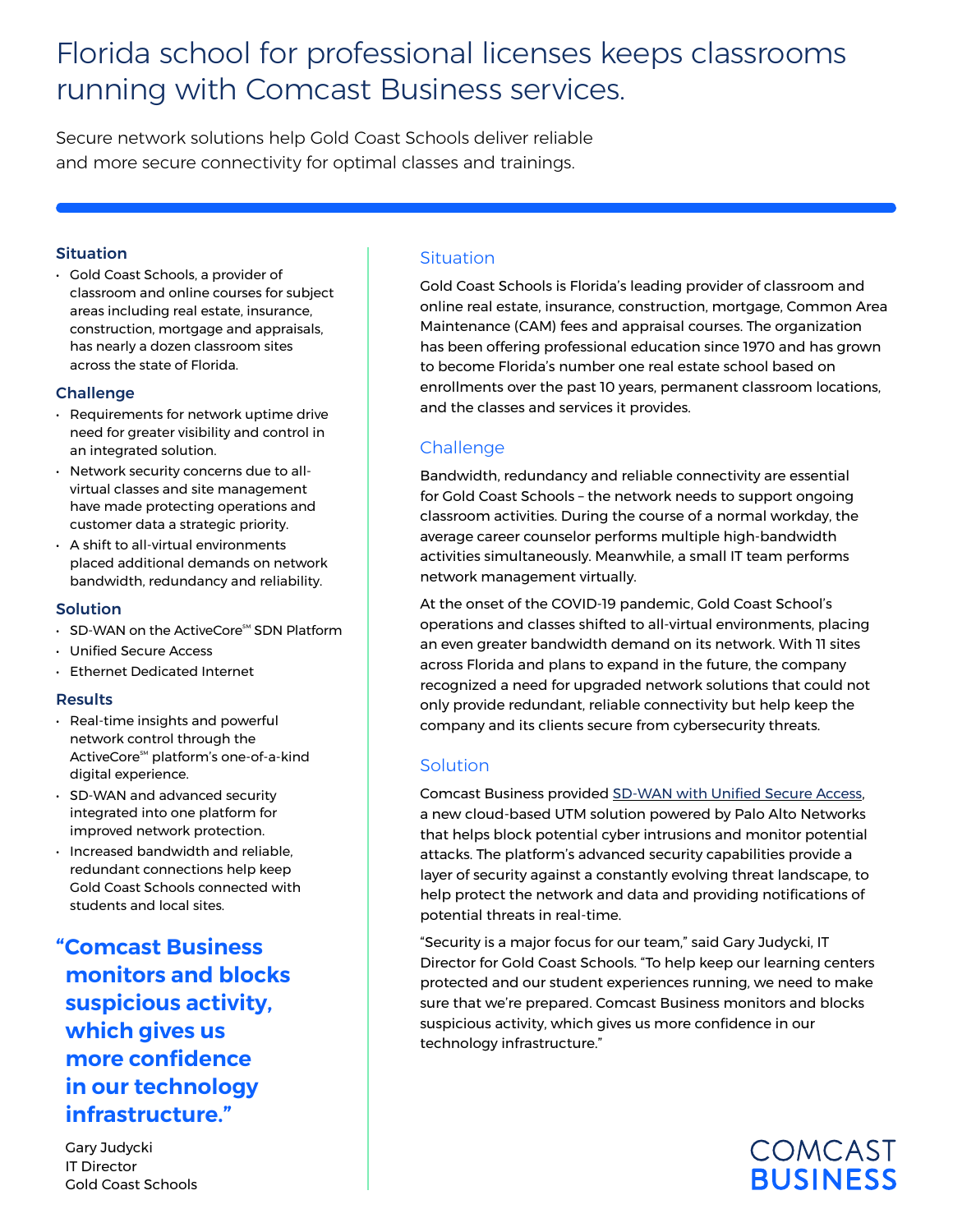# Florida school for professional licenses keeps classrooms running with Comcast Business services.

Secure network solutions help Gold Coast Schools deliver reliable and more secure connectivity for optimal classes and trainings.

### Situation

- Gold Coast Schools, a provider of classroom and online courses for subject areas including real estate, insurance, construction, mortgage and appraisals, has nearly a dozen classroom sites across the state of Florida.

### Challenge

- Requirements for network uptime drive need for greater visibility and control in an integrated solution.
- Network security concerns due to all-virtual classes and site management have made protecting operations and customer data a strategic priority.
- A shift to all-virtual environments placed additional demands on network bandwidth, redundancy and reliability.

### Solution

- SD-WAN on the ActiveCore℠ SDN Platform
- Unified Secure Access
- Ethernet Dedicated Internet

### Results

- Real-time insights and powerful network control through the ActiveCore℠ platform's one-of-a-kind digital experience.
- SD-WAN and advanced security integrated into one platform for improved network protection.
- Increased bandwidth and reliable, redundant connections help keep Gold Coast Schools connected with students and local sites.

**"Comcast Business monitors and blocks suspicious activity, which gives us more confidence in our technology infrastructure."**

Gary Judycki
IT Director
Gold Coast Schools

## Situation

Gold Coast Schools is Florida's leading provider of classroom and online real estate, insurance, construction, mortgage, Common Area Maintenance (CAM) fees and appraisal courses. The organization has been offering professional education since 1970 and has grown to become Florida's number one real estate school based on enrollments over the past 10 years, permanent classroom locations, and the classes and services it provides.

## Challenge

Bandwidth, redundancy and reliable connectivity are essential for Gold Coast Schools – the network needs to support ongoing classroom activities. During the course of a normal workday, the average career counselor performs multiple high-bandwidth activities simultaneously. Meanwhile, a small IT team performs network management virtually.

At the onset of the COVID-19 pandemic, Gold Coast School's operations and classes shifted to all-virtual environments, placing an even greater bandwidth demand on its network. With 11 sites across Florida and plans to expand in the future, the company recognized a need for upgraded network solutions that could not only provide redundant, reliable connectivity but help keep the company and its clients secure from cybersecurity threats.

## Solution

Comcast Business provided SD-WAN with Unified Secure Access, a new cloud-based UTM solution powered by Palo Alto Networks that helps block potential cyber intrusions and monitor potential attacks. The platform's advanced security capabilities provide a layer of security against a constantly evolving threat landscape, to help protect the network and data and providing notifications of potential threats in real-time.

"Security is a major focus for our team," said Gary Judycki, IT Director for Gold Coast Schools. "To help keep our learning centers protected and our student experiences running, we need to make sure that we're prepared. Comcast Business monitors and blocks suspicious activity, which gives us more confidence in our technology infrastructure."

COMCAST BUSINESS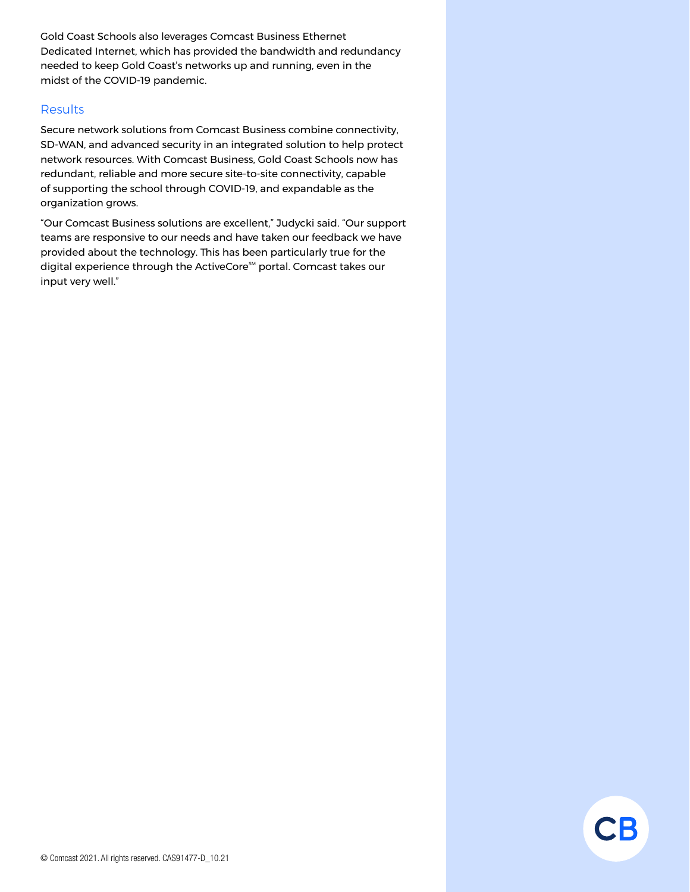Gold Coast Schools also leverages Comcast Business Ethernet Dedicated Internet, which has provided the bandwidth and redundancy needed to keep Gold Coast's networks up and running, even in the midst of the COVID-19 pandemic.

## Results

Secure network solutions from Comcast Business combine connectivity, SD-WAN, and advanced security in an integrated solution to help protect network resources. With Comcast Business, Gold Coast Schools now has redundant, reliable and more secure site-to-site connectivity, capable of supporting the school through COVID-19, and expandable as the organization grows.

"Our Comcast Business solutions are excellent," Judycki said. "Our support teams are responsive to our needs and have taken our feedback we have provided about the technology. This has been particularly true for the digital experience through the ActiveCore℠ portal. Comcast takes our input very well."

© Comcast 2021. All rights reserved. CAS91477-D_10.21